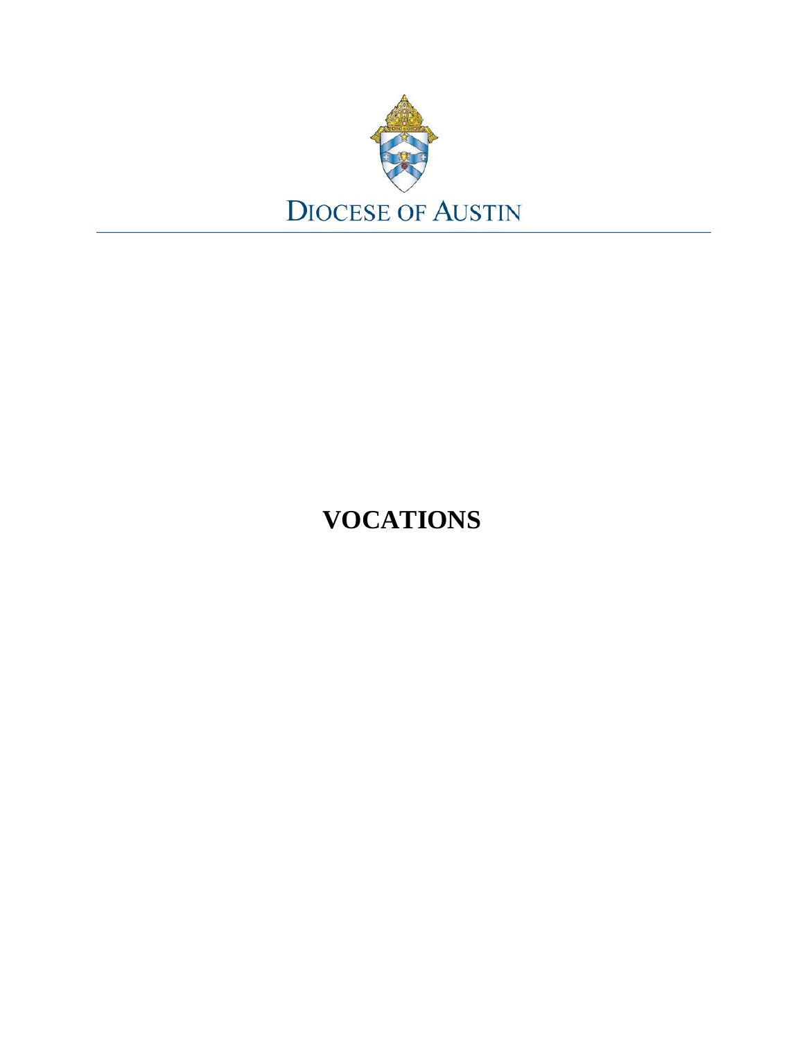DIOCESE OF AUSTIN

# VOCATIONS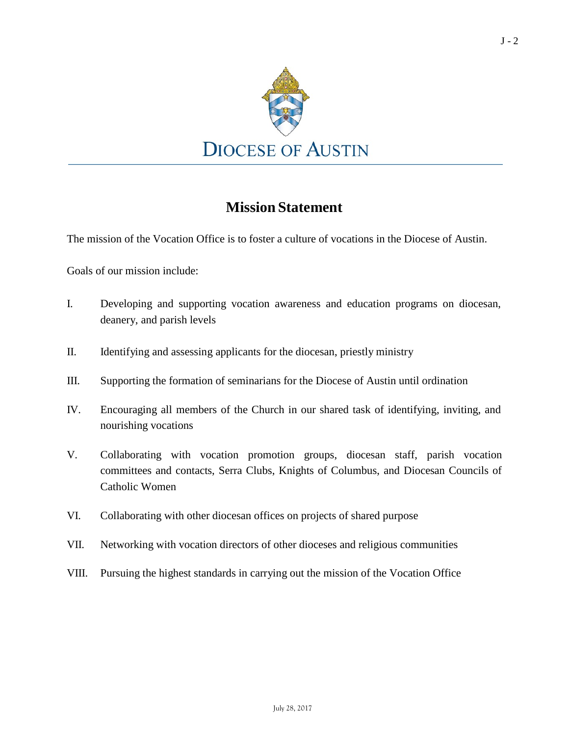DIOCESE OF AUSTIN

# Mission Statement

The mission of the Vocation Office is to foster a culture of vocations in the Diocese of Austin.

Goals of our mission include:

I. Developing and supporting vocation awareness and education programs on diocesan, deanery, and parish levels

II. Identifying and assessing applicants for the diocesan, priestly ministry

III. Supporting the formation of seminarians for the Diocese of Austin until ordination

IV. Encouraging all members of the Church in our shared task of identifying, inviting, and nourishing vocations

V. Collaborating with vocation promotion groups, diocesan staff, parish vocation committees and contacts, Serra Clubs, Knights of Columbus, and Diocesan Councils of Catholic Women

VI. Collaborating with other diocesan offices on projects of shared purpose

VII. Networking with vocation directors of other dioceses and religious communities

VIII. Pursuing the highest standards in carrying out the mission of the Vocation Office

July 28, 2017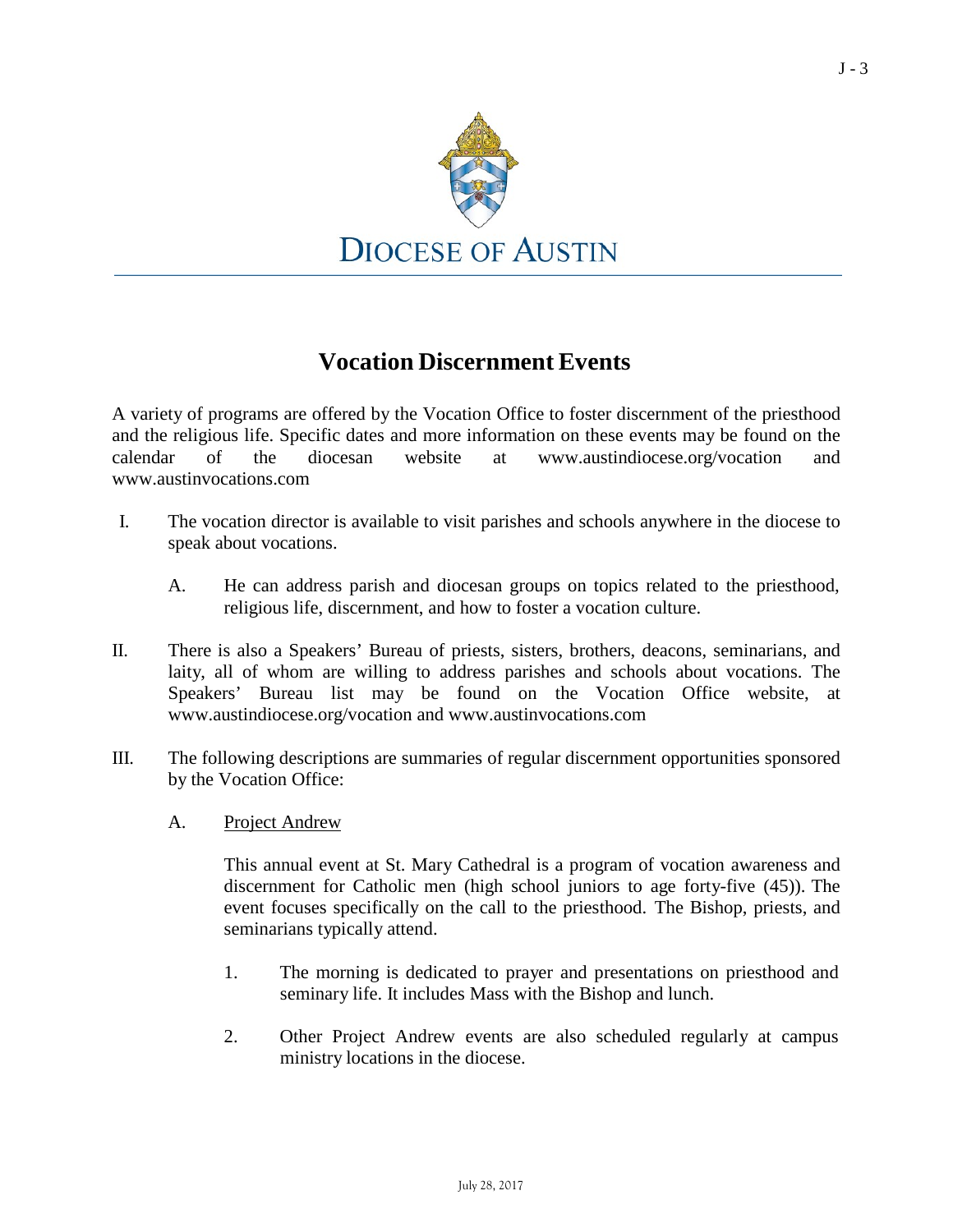DIOCESE OF AUSTIN

# Vocation Discernment Events

A variety of programs are offered by the Vocation Office to foster discernment of the priesthood and the religious life. Specific dates and more information on these events may be found on the calendar of the diocesan website at www.austindiocese.org/vocation and www.austinvocations.com

I. The vocation director is available to visit parishes and schools anywhere in the diocese to speak about vocations.

   A. He can address parish and diocesan groups on topics related to the priesthood, religious life, discernment, and how to foster a vocation culture.

II. There is also a Speakers' Bureau of priests, sisters, brothers, deacons, seminarians, and laity, all of whom are willing to address parishes and schools about vocations. The Speakers' Bureau list may be found on the Vocation Office website, at www.austindiocese.org/vocation and www.austinvocations.com

III. The following descriptions are summaries of regular discernment opportunities sponsored by the Vocation Office:

   A. <u>Project Andrew</u>

      This annual event at St. Mary Cathedral is a program of vocation awareness and discernment for Catholic men (high school juniors to age forty-five (45)). The event focuses specifically on the call to the priesthood. The Bishop, priests, and seminarians typically attend.

      1. The morning is dedicated to prayer and presentations on priesthood and seminary life. It includes Mass with the Bishop and lunch.

      2. Other Project Andrew events are also scheduled regularly at campus ministry locations in the diocese.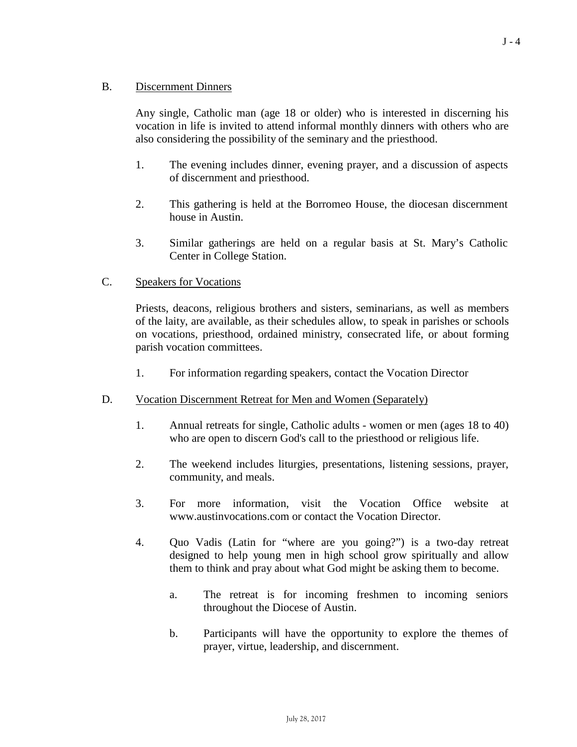B. Discernment Dinners

Any single, Catholic man (age 18 or older) who is interested in discerning his vocation in life is invited to attend informal monthly dinners with others who are also considering the possibility of the seminary and the priesthood.

1. The evening includes dinner, evening prayer, and a discussion of aspects of discernment and priesthood.

2. This gathering is held at the Borromeo House, the diocesan discernment house in Austin.

3. Similar gatherings are held on a regular basis at St. Mary's Catholic Center in College Station.

C. Speakers for Vocations

Priests, deacons, religious brothers and sisters, seminarians, as well as members of the laity, are available, as their schedules allow, to speak in parishes or schools on vocations, priesthood, ordained ministry, consecrated life, or about forming parish vocation committees.

1. For information regarding speakers, contact the Vocation Director

D. Vocation Discernment Retreat for Men and Women (Separately)

1. Annual retreats for single, Catholic adults - women or men (ages 18 to 40) who are open to discern God's call to the priesthood or religious life.

2. The weekend includes liturgies, presentations, listening sessions, prayer, community, and meals.

3. For more information, visit the Vocation Office website at www.austinvocations.com or contact the Vocation Director.

4. Quo Vadis (Latin for "where are you going?") is a two-day retreat designed to help young men in high school grow spiritually and allow them to think and pray about what God might be asking them to become.

   a. The retreat is for incoming freshmen to incoming seniors throughout the Diocese of Austin.

   b. Participants will have the opportunity to explore the themes of prayer, virtue, leadership, and discernment.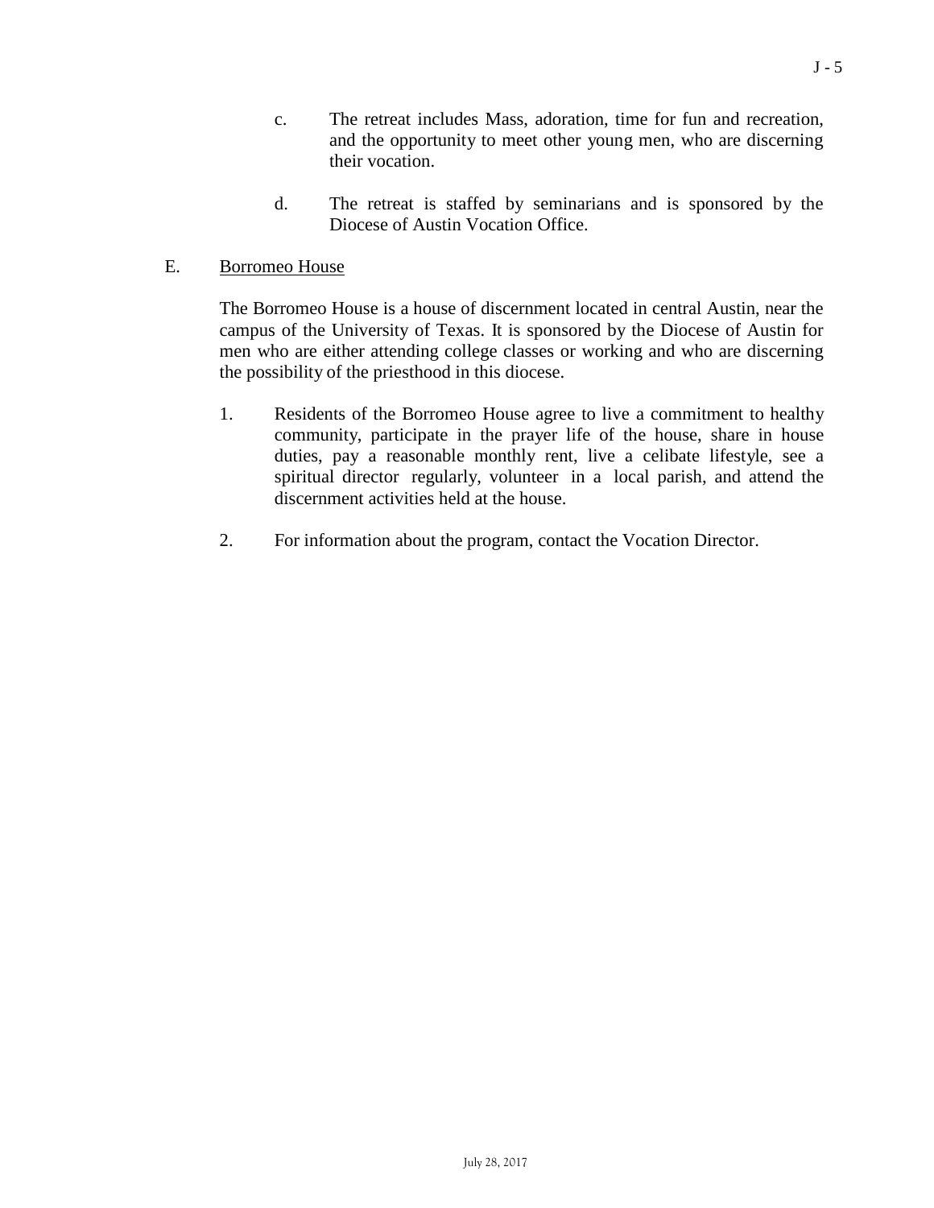c. The retreat includes Mass, adoration, time for fun and recreation, and the opportunity to meet other young men, who are discerning their vocation.

d. The retreat is staffed by seminarians and is sponsored by the Diocese of Austin Vocation Office.

E. <u>Borromeo House</u>

The Borromeo House is a house of discernment located in central Austin, near the campus of the University of Texas. It is sponsored by the Diocese of Austin for men who are either attending college classes or working and who are discerning the possibility of the priesthood in this diocese.

1. Residents of the Borromeo House agree to live a commitment to healthy community, participate in the prayer life of the house, share in house duties, pay a reasonable monthly rent, live a celibate lifestyle, see a spiritual director regularly, volunteer in a local parish, and attend the discernment activities held at the house.

2. For information about the program, contact the Vocation Director.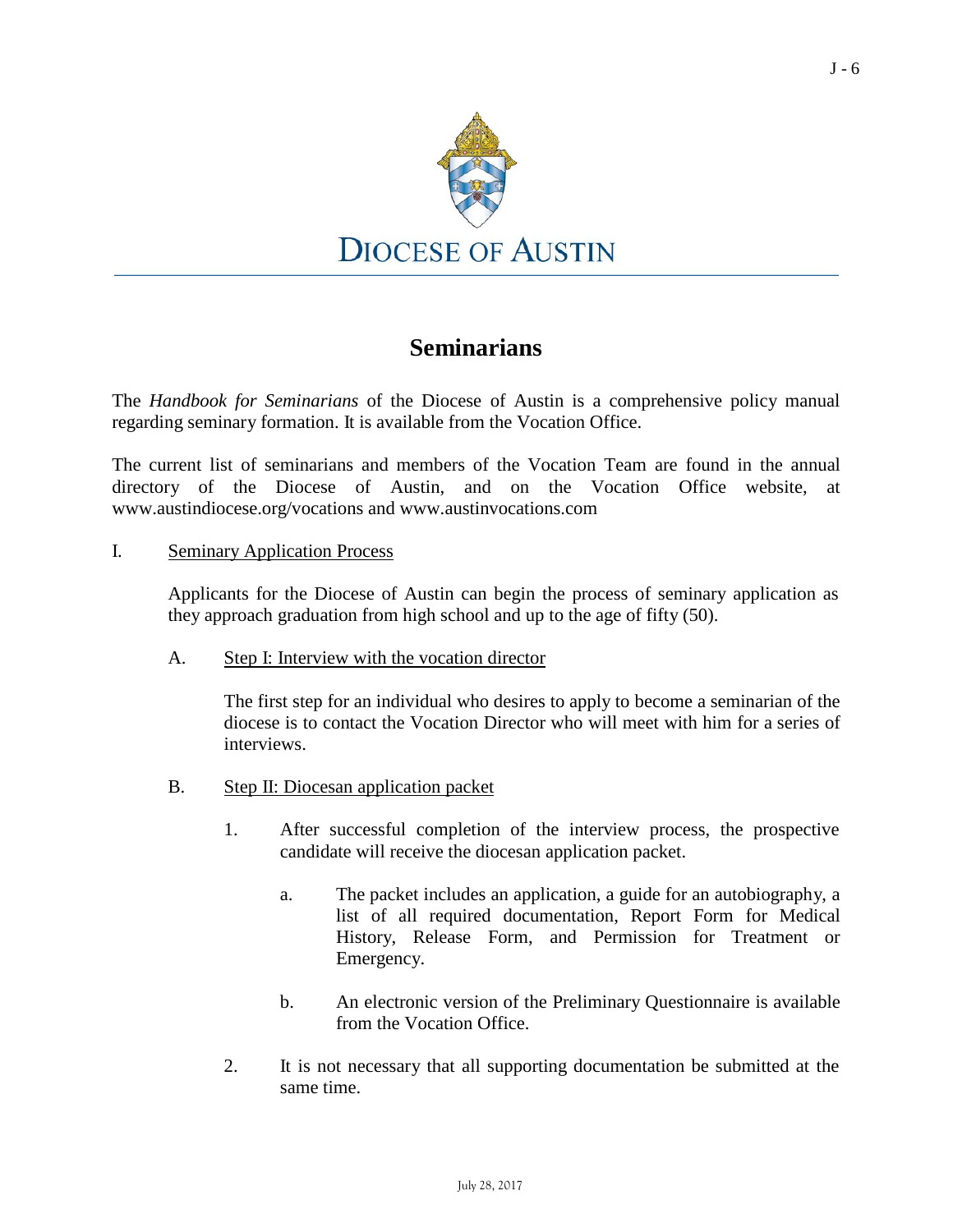DIOCESE OF AUSTIN

# Seminarians

The *Handbook for Seminarians* of the Diocese of Austin is a comprehensive policy manual regarding seminary formation. It is available from the Vocation Office.

The current list of seminarians and members of the Vocation Team are found in the annual directory of the Diocese of Austin, and on the Vocation Office website, at www.austindiocese.org/vocations and www.austinvocations.com

I. Seminary Application Process

Applicants for the Diocese of Austin can begin the process of seminary application as they approach graduation from high school and up to the age of fifty (50).

A. Step I: Interview with the vocation director

The first step for an individual who desires to apply to become a seminarian of the diocese is to contact the Vocation Director who will meet with him for a series of interviews.

B. Step II: Diocesan application packet

1. After successful completion of the interview process, the prospective candidate will receive the diocesan application packet.

   a. The packet includes an application, a guide for an autobiography, a list of all required documentation, Report Form for Medical History, Release Form, and Permission for Treatment or Emergency.

   b. An electronic version of the Preliminary Questionnaire is available from the Vocation Office.

2. It is not necessary that all supporting documentation be submitted at the same time.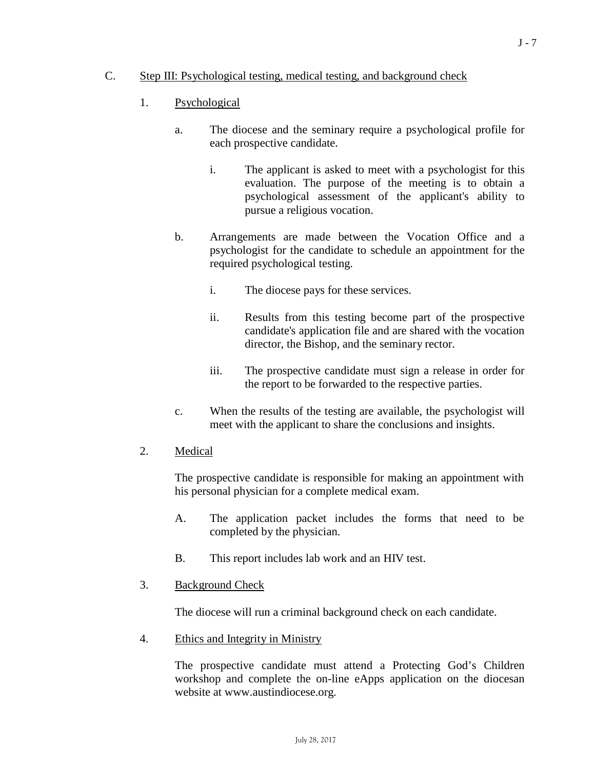C. <u>Step III: Psychological testing, medical testing, and background check</u>

1. <u>Psychological</u>

   a. The diocese and the seminary require a psychological profile for each prospective candidate.

      i. The applicant is asked to meet with a psychologist for this evaluation. The purpose of the meeting is to obtain a psychological assessment of the applicant's ability to pursue a religious vocation.

   b. Arrangements are made between the Vocation Office and a psychologist for the candidate to schedule an appointment for the required psychological testing.

      i. The diocese pays for these services.

      ii. Results from this testing become part of the prospective candidate's application file and are shared with the vocation director, the Bishop, and the seminary rector.

      iii. The prospective candidate must sign a release in order for the report to be forwarded to the respective parties.

   c. When the results of the testing are available, the psychologist will meet with the applicant to share the conclusions and insights.

2. <u>Medical</u>

   The prospective candidate is responsible for making an appointment with his personal physician for a complete medical exam.

   A. The application packet includes the forms that need to be completed by the physician.

   B. This report includes lab work and an HIV test.

3. <u>Background Check</u>

   The diocese will run a criminal background check on each candidate.

4. <u>Ethics and Integrity in Ministry</u>

   The prospective candidate must attend a Protecting God's Children workshop and complete the on-line eApps application on the diocesan website at www.austindiocese.org.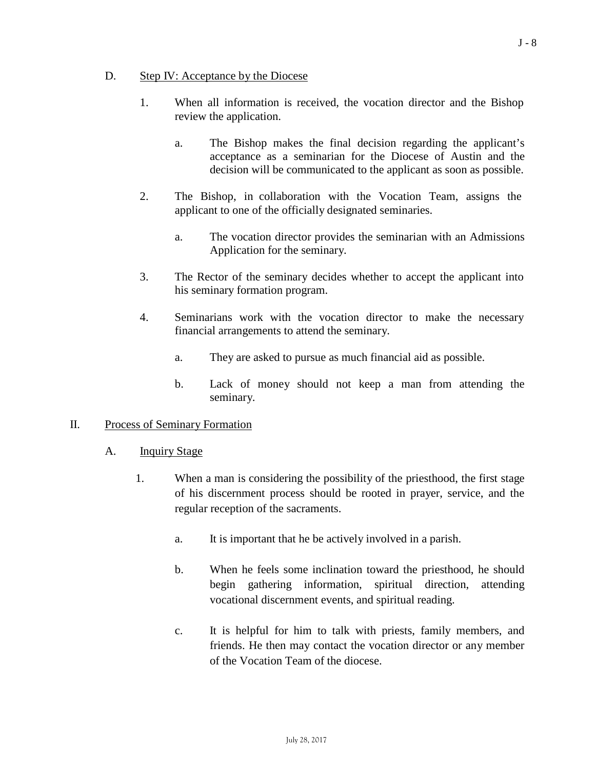D. Step IV: Acceptance by the Diocese

1. When all information is received, the vocation director and the Bishop review the application.

   a. The Bishop makes the final decision regarding the applicant's acceptance as a seminarian for the Diocese of Austin and the decision will be communicated to the applicant as soon as possible.

2. The Bishop, in collaboration with the Vocation Team, assigns the applicant to one of the officially designated seminaries.

   a. The vocation director provides the seminarian with an Admissions Application for the seminary.

3. The Rector of the seminary decides whether to accept the applicant into his seminary formation program.

4. Seminarians work with the vocation director to make the necessary financial arrangements to attend the seminary.

   a. They are asked to pursue as much financial aid as possible.

   b. Lack of money should not keep a man from attending the seminary.

## II. Process of Seminary Formation

A. Inquiry Stage

1. When a man is considering the possibility of the priesthood, the first stage of his discernment process should be rooted in prayer, service, and the regular reception of the sacraments.

   a. It is important that he be actively involved in a parish.

   b. When he feels some inclination toward the priesthood, he should begin gathering information, spiritual direction, attending vocational discernment events, and spiritual reading.

   c. It is helpful for him to talk with priests, family members, and friends. He then may contact the vocation director or any member of the Vocation Team of the diocese.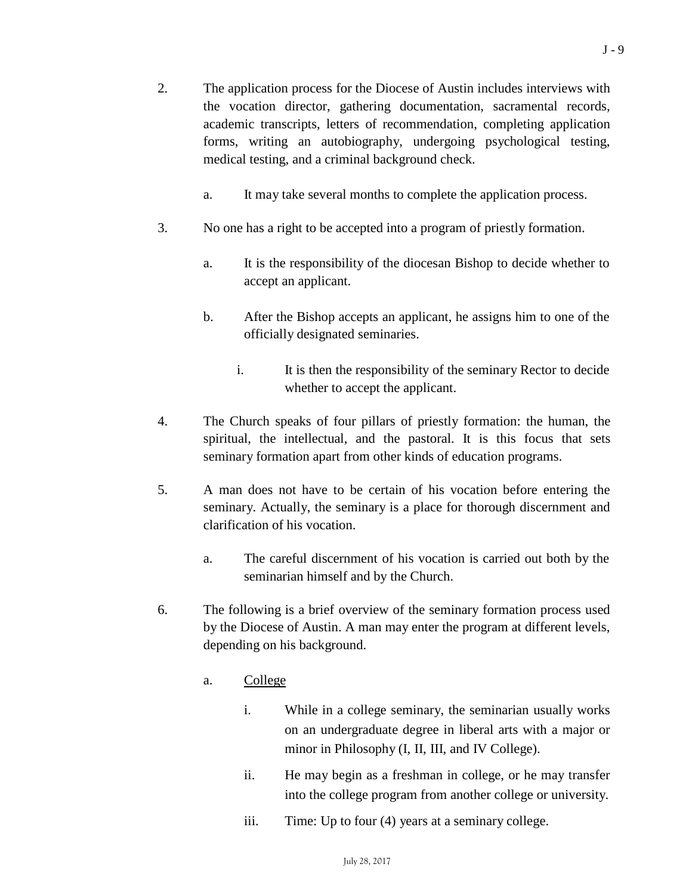2. The application process for the Diocese of Austin includes interviews with the vocation director, gathering documentation, sacramental records, academic transcripts, letters of recommendation, completing application forms, writing an autobiography, undergoing psychological testing, medical testing, and a criminal background check.

   a. It may take several months to complete the application process.

3. No one has a right to be accepted into a program of priestly formation.

   a. It is the responsibility of the diocesan Bishop to decide whether to accept an applicant.

   b. After the Bishop accepts an applicant, he assigns him to one of the officially designated seminaries.

      i. It is then the responsibility of the seminary Rector to decide whether to accept the applicant.

4. The Church speaks of four pillars of priestly formation: the human, the spiritual, the intellectual, and the pastoral. It is this focus that sets seminary formation apart from other kinds of education programs.

5. A man does not have to be certain of his vocation before entering the seminary. Actually, the seminary is a place for thorough discernment and clarification of his vocation.

   a. The careful discernment of his vocation is carried out both by the seminarian himself and by the Church.

6. The following is a brief overview of the seminary formation process used by the Diocese of Austin. A man may enter the program at different levels, depending on his background.

   a. <u>College</u>

      i. While in a college seminary, the seminarian usually works on an undergraduate degree in liberal arts with a major or minor in Philosophy (I, II, III, and IV College).

      ii. He may begin as a freshman in college, or he may transfer into the college program from another college or university.

      iii. Time: Up to four (4) years at a seminary college.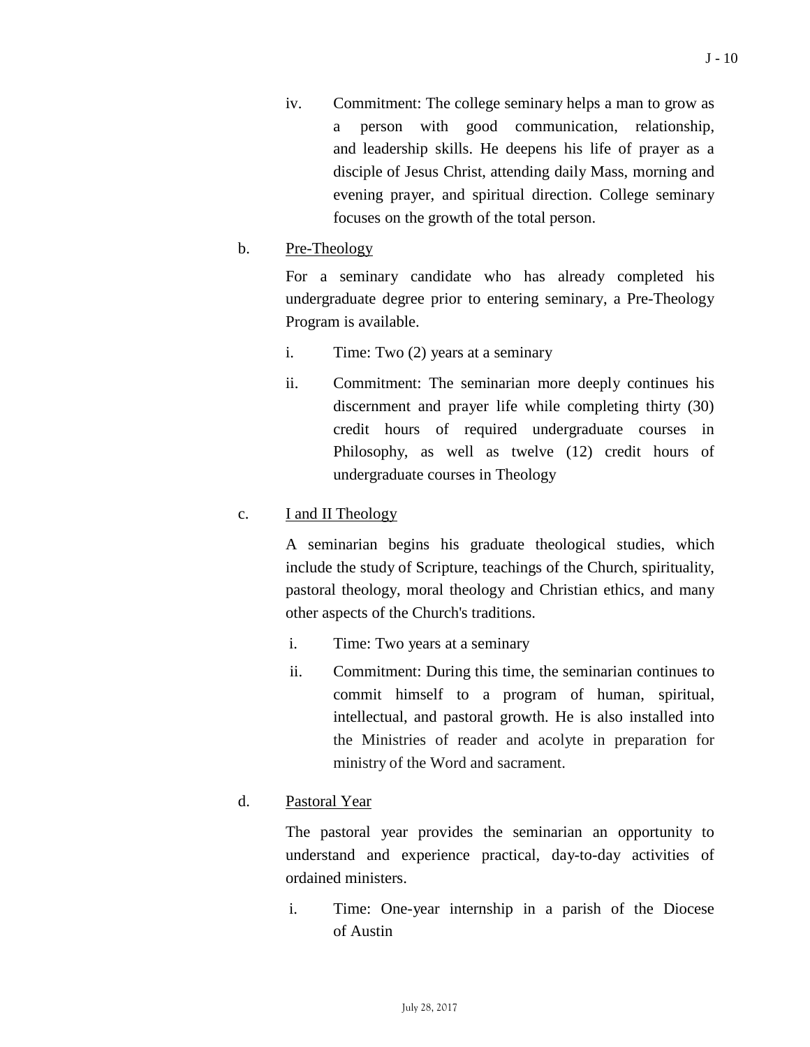iv. Commitment: The college seminary helps a man to grow as a person with good communication, relationship, and leadership skills. He deepens his life of prayer as a disciple of Jesus Christ, attending daily Mass, morning and evening prayer, and spiritual direction. College seminary focuses on the growth of the total person.

b. <u>Pre-Theology</u>

For a seminary candidate who has already completed his undergraduate degree prior to entering seminary, a Pre-Theology Program is available.

i. Time: Two (2) years at a seminary

ii. Commitment: The seminarian more deeply continues his discernment and prayer life while completing thirty (30) credit hours of required undergraduate courses in Philosophy, as well as twelve (12) credit hours of undergraduate courses in Theology

c. <u>I and II Theology</u>

A seminarian begins his graduate theological studies, which include the study of Scripture, teachings of the Church, spirituality, pastoral theology, moral theology and Christian ethics, and many other aspects of the Church's traditions.

i. Time: Two years at a seminary

ii. Commitment: During this time, the seminarian continues to commit himself to a program of human, spiritual, intellectual, and pastoral growth. He is also installed into the Ministries of reader and acolyte in preparation for ministry of the Word and sacrament.

d. <u>Pastoral Year</u>

The pastoral year provides the seminarian an opportunity to understand and experience practical, day-to-day activities of ordained ministers.

i. Time: One-year internship in a parish of the Diocese of Austin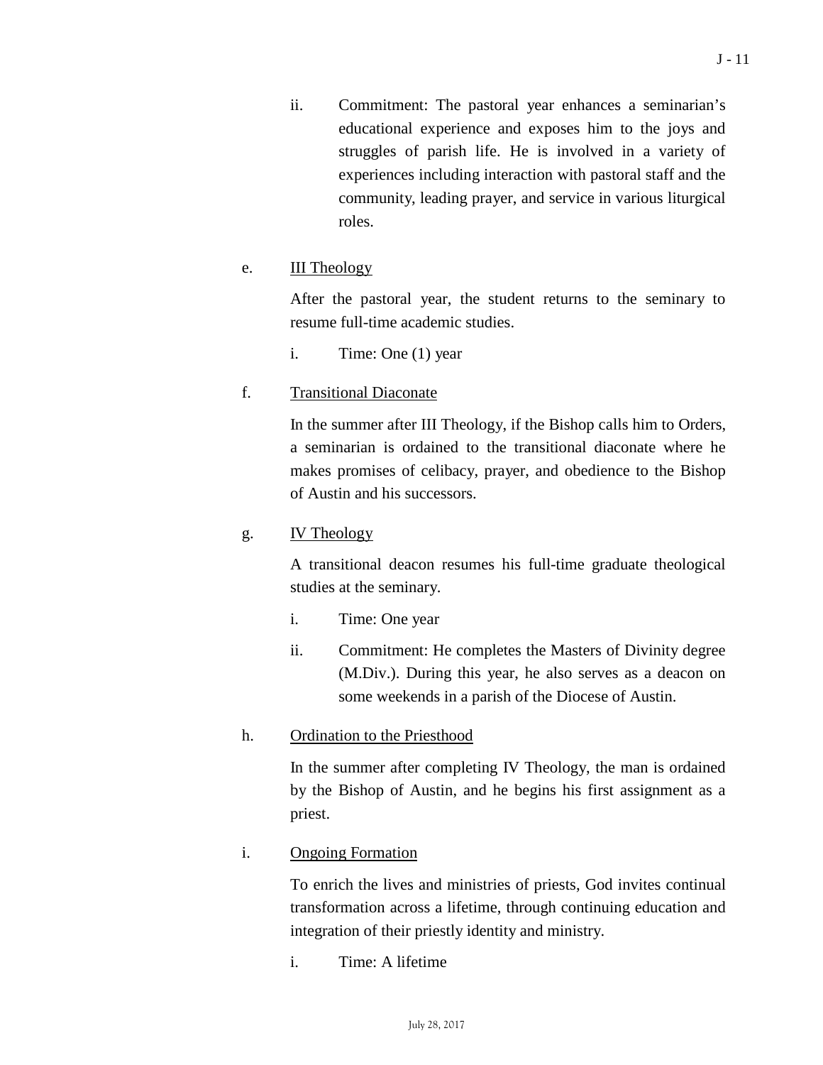ii. Commitment: The pastoral year enhances a seminarian's educational experience and exposes him to the joys and struggles of parish life. He is involved in a variety of experiences including interaction with pastoral staff and the community, leading prayer, and service in various liturgical roles.

e. <u>III Theology</u>

After the pastoral year, the student returns to the seminary to resume full-time academic studies.

i. Time: One (1) year

f. <u>Transitional Diaconate</u>

In the summer after III Theology, if the Bishop calls him to Orders, a seminarian is ordained to the transitional diaconate where he makes promises of celibacy, prayer, and obedience to the Bishop of Austin and his successors.

g. <u>IV Theology</u>

A transitional deacon resumes his full-time graduate theological studies at the seminary.

i. Time: One year

ii. Commitment: He completes the Masters of Divinity degree (M.Div.). During this year, he also serves as a deacon on some weekends in a parish of the Diocese of Austin.

h. <u>Ordination to the Priesthood</u>

In the summer after completing IV Theology, the man is ordained by the Bishop of Austin, and he begins his first assignment as a priest.

i. <u>Ongoing Formation</u>

To enrich the lives and ministries of priests, God invites continual transformation across a lifetime, through continuing education and integration of their priestly identity and ministry.

i. Time: A lifetime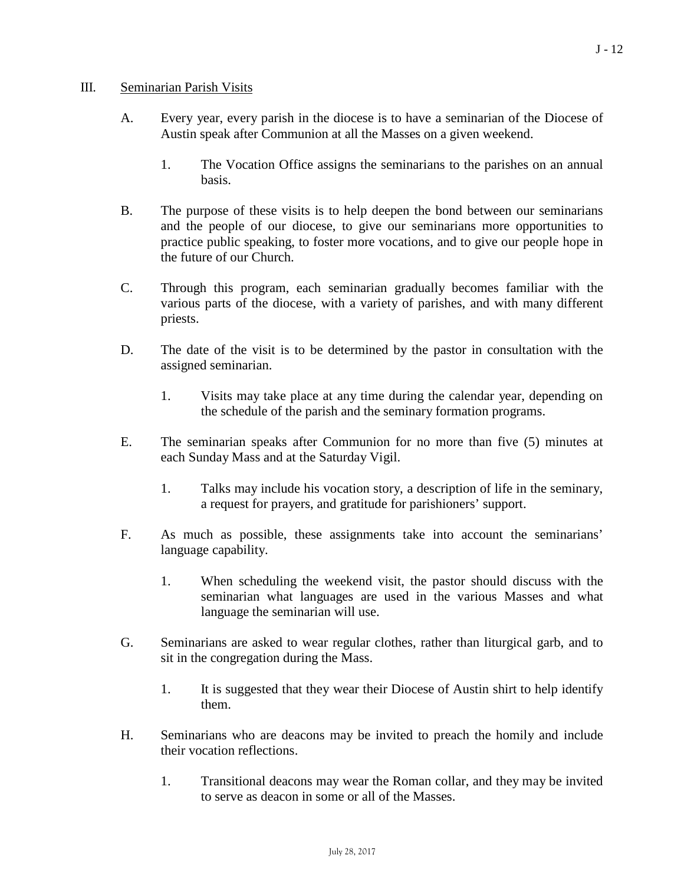## III. Seminarian Parish Visits

A. Every year, every parish in the diocese is to have a seminarian of the Diocese of Austin speak after Communion at all the Masses on a given weekend.

   1. The Vocation Office assigns the seminarians to the parishes on an annual basis.

B. The purpose of these visits is to help deepen the bond between our seminarians and the people of our diocese, to give our seminarians more opportunities to practice public speaking, to foster more vocations, and to give our people hope in the future of our Church.

C. Through this program, each seminarian gradually becomes familiar with the various parts of the diocese, with a variety of parishes, and with many different priests.

D. The date of the visit is to be determined by the pastor in consultation with the assigned seminarian.

   1. Visits may take place at any time during the calendar year, depending on the schedule of the parish and the seminary formation programs.

E. The seminarian speaks after Communion for no more than five (5) minutes at each Sunday Mass and at the Saturday Vigil.

   1. Talks may include his vocation story, a description of life in the seminary, a request for prayers, and gratitude for parishioners' support.

F. As much as possible, these assignments take into account the seminarians' language capability.

   1. When scheduling the weekend visit, the pastor should discuss with the seminarian what languages are used in the various Masses and what language the seminarian will use.

G. Seminarians are asked to wear regular clothes, rather than liturgical garb, and to sit in the congregation during the Mass.

   1. It is suggested that they wear their Diocese of Austin shirt to help identify them.

H. Seminarians who are deacons may be invited to preach the homily and include their vocation reflections.

   1. Transitional deacons may wear the Roman collar, and they may be invited to serve as deacon in some or all of the Masses.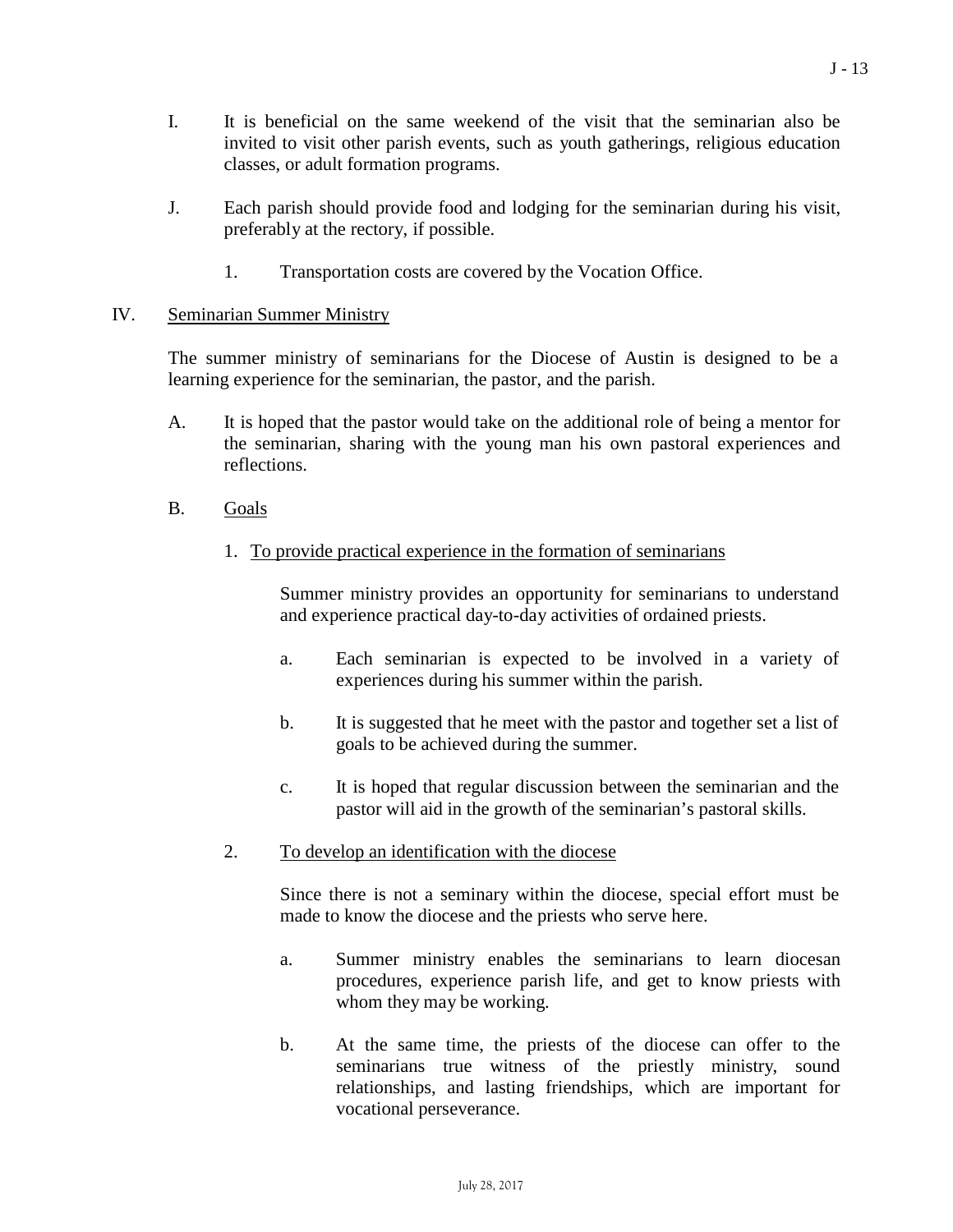I. It is beneficial on the same weekend of the visit that the seminarian also be invited to visit other parish events, such as youth gatherings, religious education classes, or adult formation programs.

J. Each parish should provide food and lodging for the seminarian during his visit, preferably at the rectory, if possible.

   1. Transportation costs are covered by the Vocation Office.

IV. <u>Seminarian Summer Ministry</u>

The summer ministry of seminarians for the Diocese of Austin is designed to be a learning experience for the seminarian, the pastor, and the parish.

A. It is hoped that the pastor would take on the additional role of being a mentor for the seminarian, sharing with the young man his own pastoral experiences and reflections.

B. <u>Goals</u>

   1. <u>To provide practical experience in the formation of seminarians</u>

      Summer ministry provides an opportunity for seminarians to understand and experience practical day-to-day activities of ordained priests.

      a. Each seminarian is expected to be involved in a variety of experiences during his summer within the parish.

      b. It is suggested that he meet with the pastor and together set a list of goals to be achieved during the summer.

      c. It is hoped that regular discussion between the seminarian and the pastor will aid in the growth of the seminarian's pastoral skills.

   2. <u>To develop an identification with the diocese</u>

      Since there is not a seminary within the diocese, special effort must be made to know the diocese and the priests who serve here.

      a. Summer ministry enables the seminarians to learn diocesan procedures, experience parish life, and get to know priests with whom they may be working.

      b. At the same time, the priests of the diocese can offer to the seminarians true witness of the priestly ministry, sound relationships, and lasting friendships, which are important for vocational perseverance.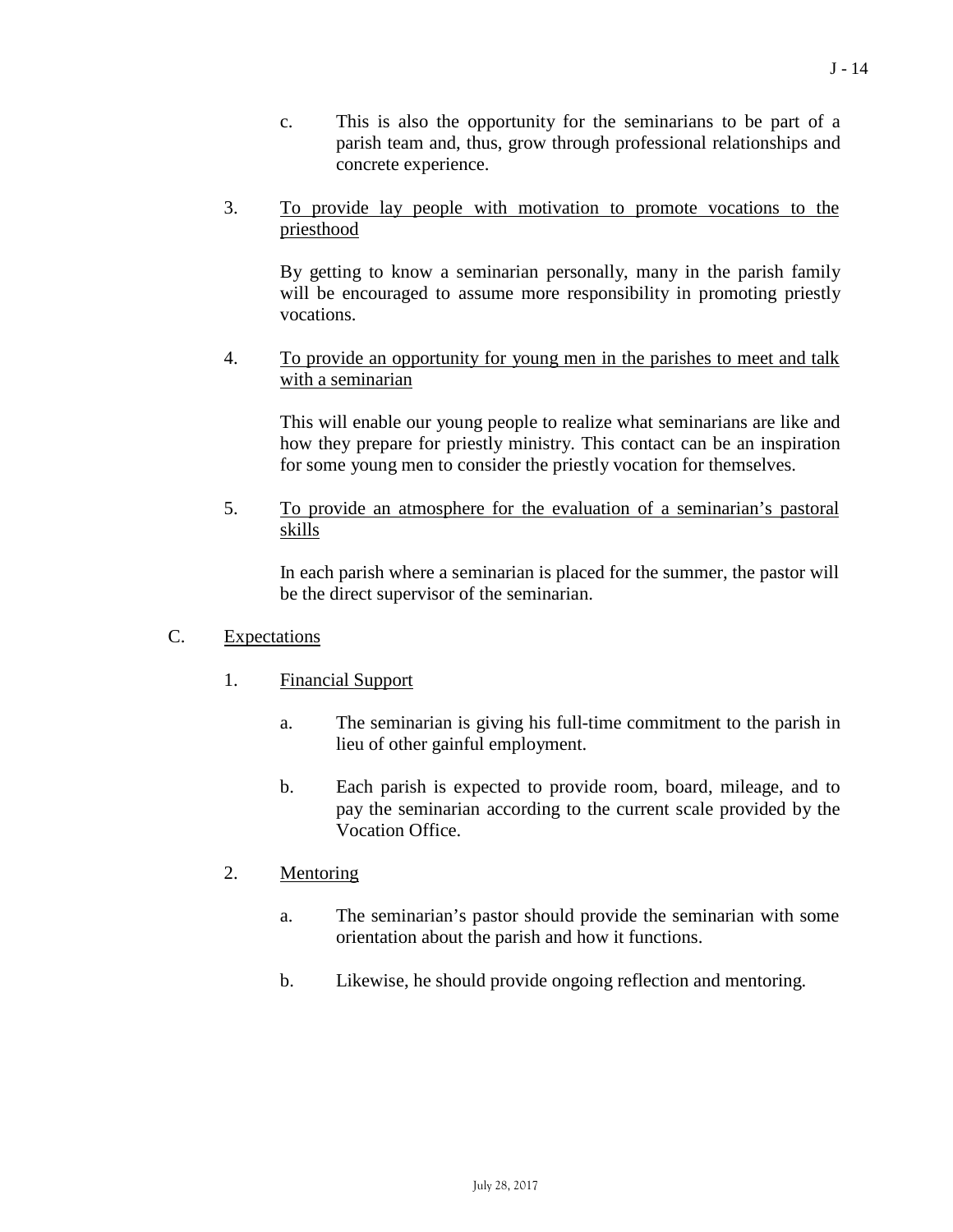c. This is also the opportunity for the seminarians to be part of a parish team and, thus, grow through professional relationships and concrete experience.

3. <u>To provide lay people with motivation to promote vocations to the priesthood</u>

   By getting to know a seminarian personally, many in the parish family will be encouraged to assume more responsibility in promoting priestly vocations.

4. <u>To provide an opportunity for young men in the parishes to meet and talk with a seminarian</u>

   This will enable our young people to realize what seminarians are like and how they prepare for priestly ministry. This contact can be an inspiration for some young men to consider the priestly vocation for themselves.

5. <u>To provide an atmosphere for the evaluation of a seminarian's pastoral skills</u>

   In each parish where a seminarian is placed for the summer, the pastor will be the direct supervisor of the seminarian.

C. <u>Expectations</u>

1. <u>Financial Support</u>

   a. The seminarian is giving his full-time commitment to the parish in lieu of other gainful employment.

   b. Each parish is expected to provide room, board, mileage, and to pay the seminarian according to the current scale provided by the Vocation Office.

2. <u>Mentoring</u>

   a. The seminarian's pastor should provide the seminarian with some orientation about the parish and how it functions.

   b. Likewise, he should provide ongoing reflection and mentoring.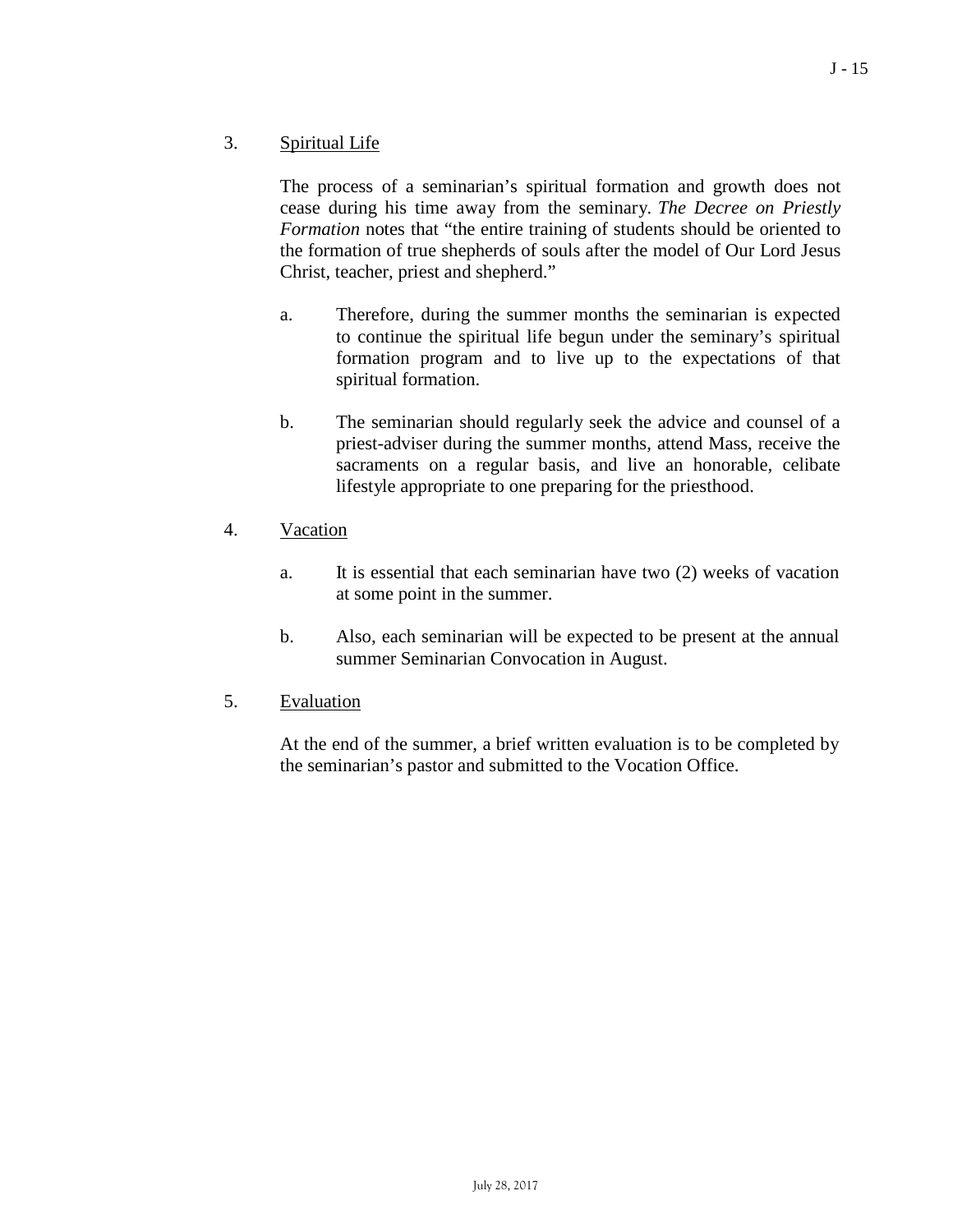3. <u>Spiritual Life</u>

The process of a seminarian's spiritual formation and growth does not cease during his time away from the seminary. *The Decree on Priestly Formation* notes that "the entire training of students should be oriented to the formation of true shepherds of souls after the model of Our Lord Jesus Christ, teacher, priest and shepherd."

a. Therefore, during the summer months the seminarian is expected to continue the spiritual life begun under the seminary's spiritual formation program and to live up to the expectations of that spiritual formation.

b. The seminarian should regularly seek the advice and counsel of a priest-adviser during the summer months, attend Mass, receive the sacraments on a regular basis, and live an honorable, celibate lifestyle appropriate to one preparing for the priesthood.

4. <u>Vacation</u>

a. It is essential that each seminarian have two (2) weeks of vacation at some point in the summer.

b. Also, each seminarian will be expected to be present at the annual summer Seminarian Convocation in August.

5. <u>Evaluation</u>

At the end of the summer, a brief written evaluation is to be completed by the seminarian's pastor and submitted to the Vocation Office.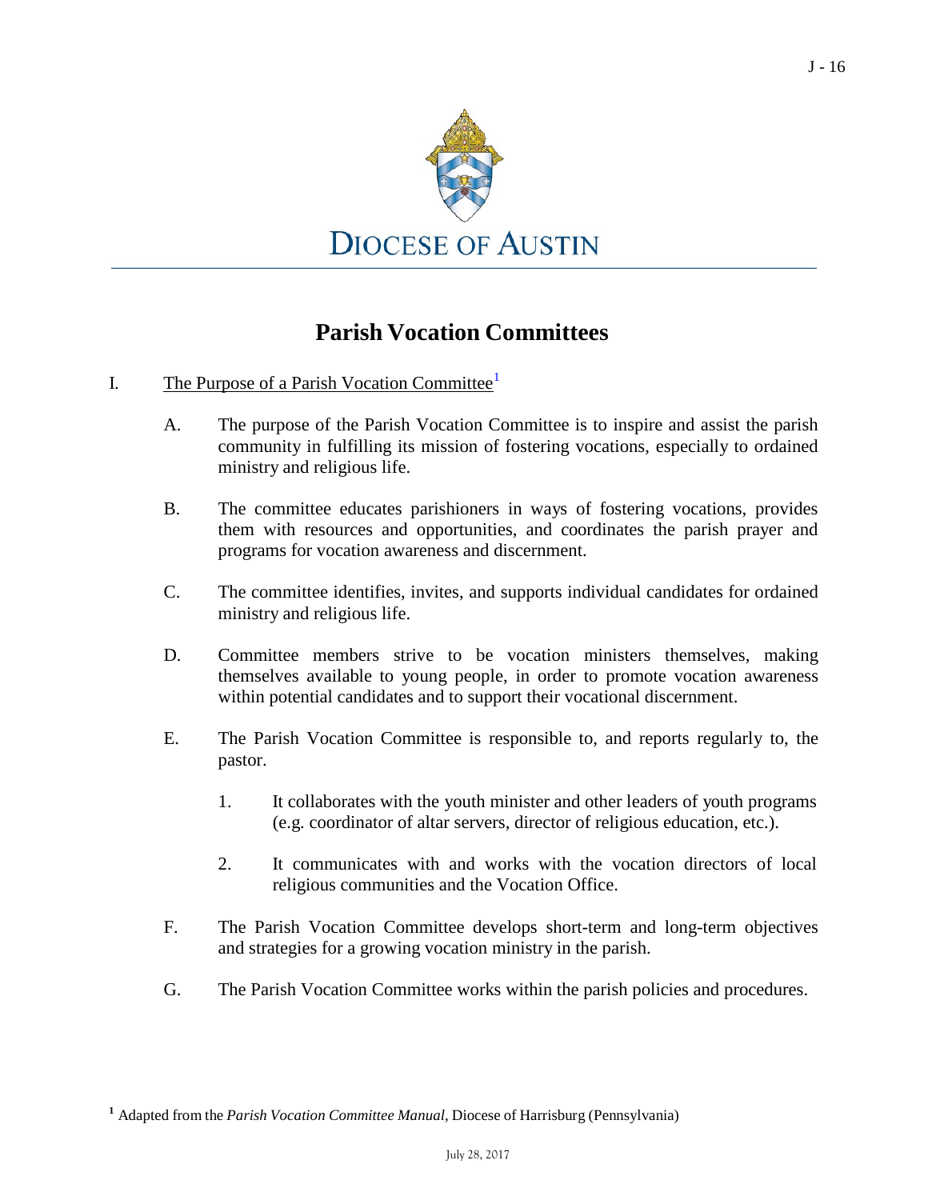DIOCESE OF AUSTIN

# Parish Vocation Committees

I. The Purpose of a Parish Vocation Committee[1]

A. The purpose of the Parish Vocation Committee is to inspire and assist the parish community in fulfilling its mission of fostering vocations, especially to ordained ministry and religious life.

B. The committee educates parishioners in ways of fostering vocations, provides them with resources and opportunities, and coordinates the parish prayer and programs for vocation awareness and discernment.

C. The committee identifies, invites, and supports individual candidates for ordained ministry and religious life.

D. Committee members strive to be vocation ministers themselves, making themselves available to young people, in order to promote vocation awareness within potential candidates and to support their vocational discernment.

E. The Parish Vocation Committee is responsible to, and reports regularly to, the pastor.

1. It collaborates with the youth minister and other leaders of youth programs (e.g. coordinator of altar servers, director of religious education, etc.).

2. It communicates with and works with the vocation directors of local religious communities and the Vocation Office.

F. The Parish Vocation Committee develops short-term and long-term objectives and strategies for a growing vocation ministry in the parish.

G. The Parish Vocation Committee works within the parish policies and procedures.

[1] Adapted from the *Parish Vocation Committee Manual*, Diocese of Harrisburg (Pennsylvania)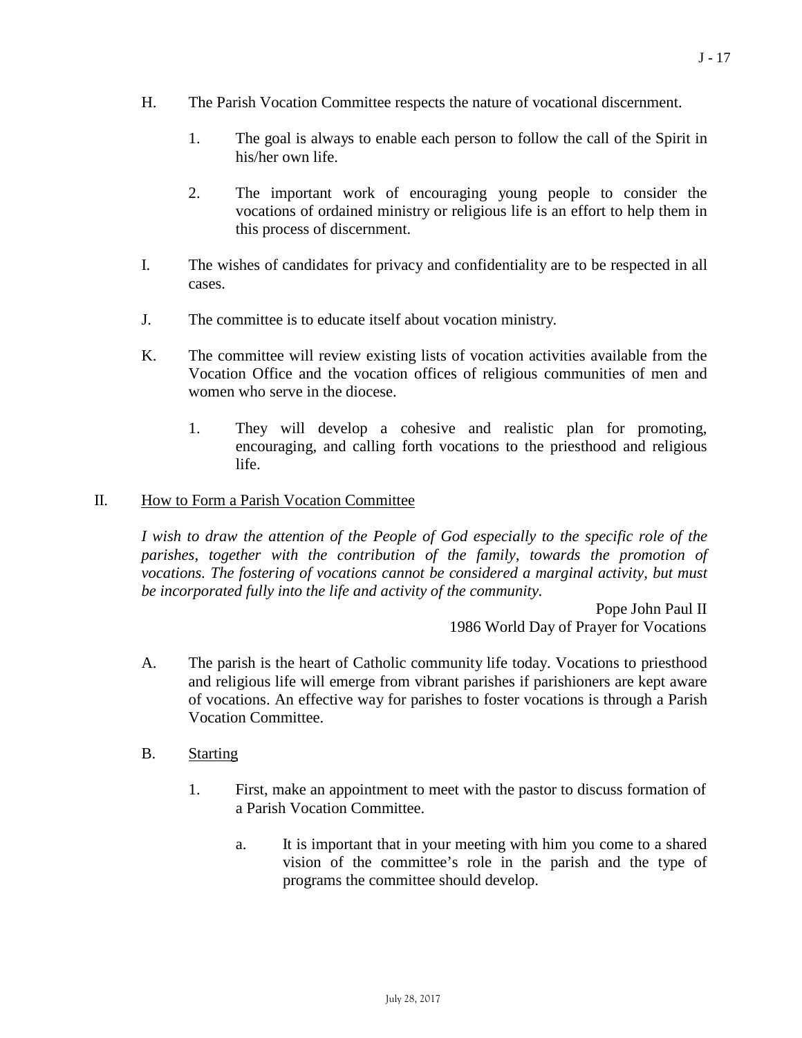H. The Parish Vocation Committee respects the nature of vocational discernment.

   1. The goal is always to enable each person to follow the call of the Spirit in his/her own life.

   2. The important work of encouraging young people to consider the vocations of ordained ministry or religious life is an effort to help them in this process of discernment.

I. The wishes of candidates for privacy and confidentiality are to be respected in all cases.

J. The committee is to educate itself about vocation ministry.

K. The committee will review existing lists of vocation activities available from the Vocation Office and the vocation offices of religious communities of men and women who serve in the diocese.

   1. They will develop a cohesive and realistic plan for promoting, encouraging, and calling forth vocations to the priesthood and religious life.

## II. How to Form a Parish Vocation Committee

*I wish to draw the attention of the People of God especially to the specific role of the parishes, together with the contribution of the family, towards the promotion of vocations. The fostering of vocations cannot be considered a marginal activity, but must be incorporated fully into the life and activity of the community.*

Pope John Paul II
1986 World Day of Prayer for Vocations

A. The parish is the heart of Catholic community life today. Vocations to priesthood and religious life will emerge from vibrant parishes if parishioners are kept aware of vocations. An effective way for parishes to foster vocations is through a Parish Vocation Committee.

B. Starting

   1. First, make an appointment to meet with the pastor to discuss formation of a Parish Vocation Committee.

      a. It is important that in your meeting with him you come to a shared vision of the committee's role in the parish and the type of programs the committee should develop.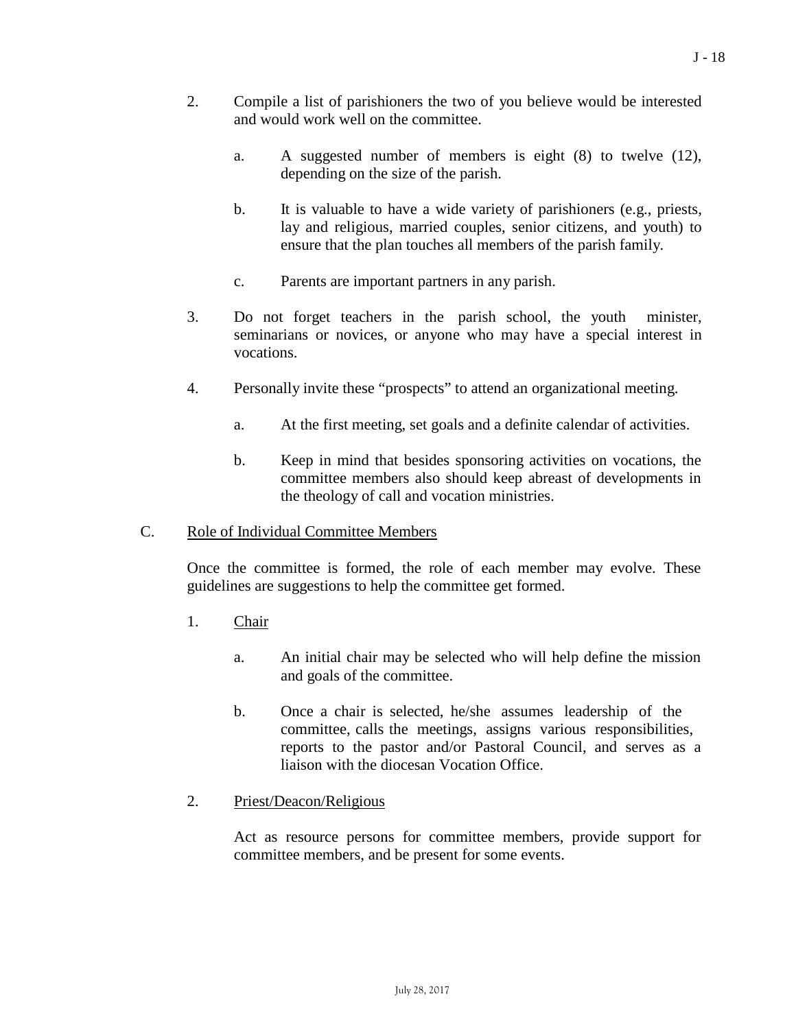2. Compile a list of parishioners the two of you believe would be interested and would work well on the committee.

   a. A suggested number of members is eight (8) to twelve (12), depending on the size of the parish.

   b. It is valuable to have a wide variety of parishioners (e.g., priests, lay and religious, married couples, senior citizens, and youth) to ensure that the plan touches all members of the parish family.

   c. Parents are important partners in any parish.

3. Do not forget teachers in the parish school, the youth minister, seminarians or novices, or anyone who may have a special interest in vocations.

4. Personally invite these "prospects" to attend an organizational meeting.

   a. At the first meeting, set goals and a definite calendar of activities.

   b. Keep in mind that besides sponsoring activities on vocations, the committee members also should keep abreast of developments in the theology of call and vocation ministries.

C. Role of Individual Committee Members

Once the committee is formed, the role of each member may evolve. These guidelines are suggestions to help the committee get formed.

1. Chair

   a. An initial chair may be selected who will help define the mission and goals of the committee.

   b. Once a chair is selected, he/she assumes leadership of the committee, calls the meetings, assigns various responsibilities, reports to the pastor and/or Pastoral Council, and serves as a liaison with the diocesan Vocation Office.

2. Priest/Deacon/Religious

   Act as resource persons for committee members, provide support for committee members, and be present for some events.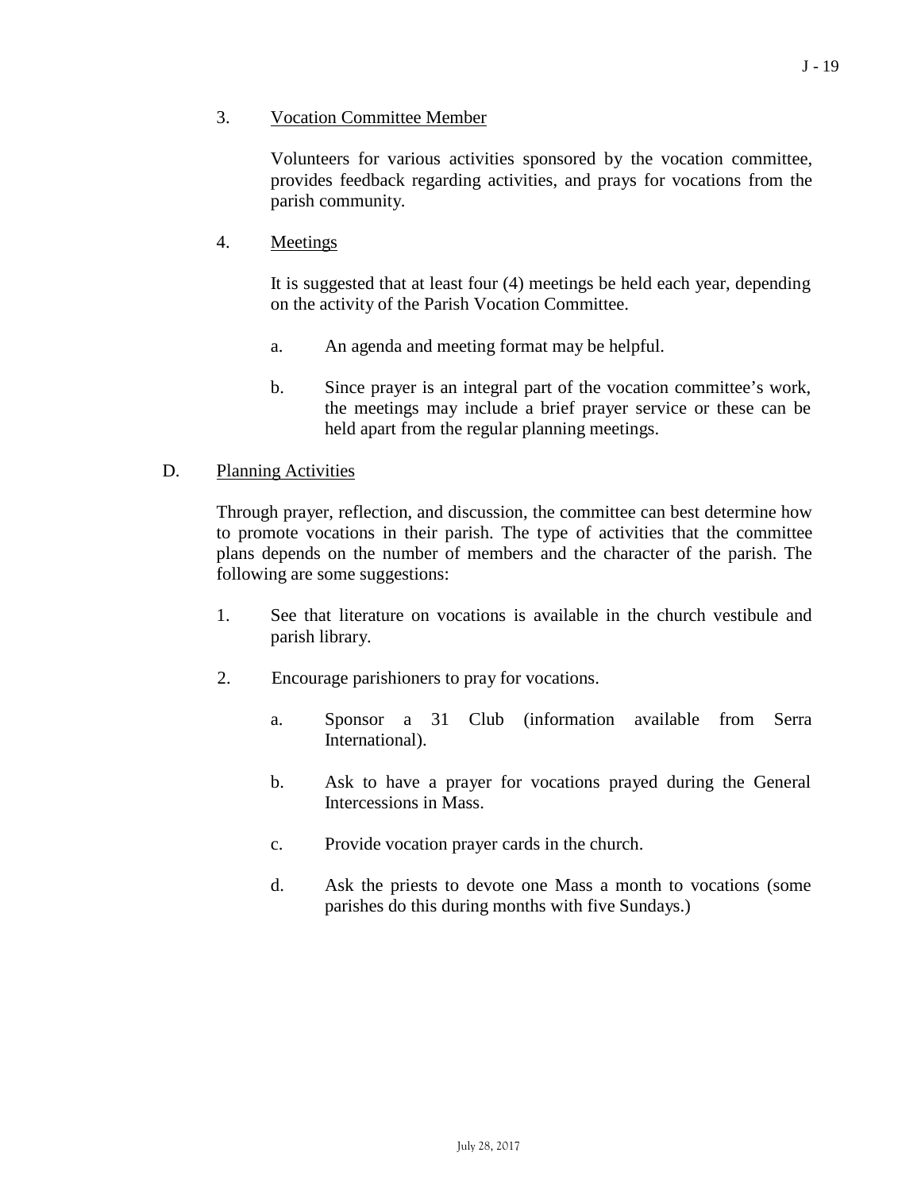3. <u>Vocation Committee Member</u>

   Volunteers for various activities sponsored by the vocation committee, provides feedback regarding activities, and prays for vocations from the parish community.

4. <u>Meetings</u>

   It is suggested that at least four (4) meetings be held each year, depending on the activity of the Parish Vocation Committee.

   a. An agenda and meeting format may be helpful.

   b. Since prayer is an integral part of the vocation committee's work, the meetings may include a brief prayer service or these can be held apart from the regular planning meetings.

D. <u>Planning Activities</u>

Through prayer, reflection, and discussion, the committee can best determine how to promote vocations in their parish. The type of activities that the committee plans depends on the number of members and the character of the parish. The following are some suggestions:

1. See that literature on vocations is available in the church vestibule and parish library.

2. Encourage parishioners to pray for vocations.

   a. Sponsor a 31 Club (information available from Serra International).

   b. Ask to have a prayer for vocations prayed during the General Intercessions in Mass.

   c. Provide vocation prayer cards in the church.

   d. Ask the priests to devote one Mass a month to vocations (some parishes do this during months with five Sundays.)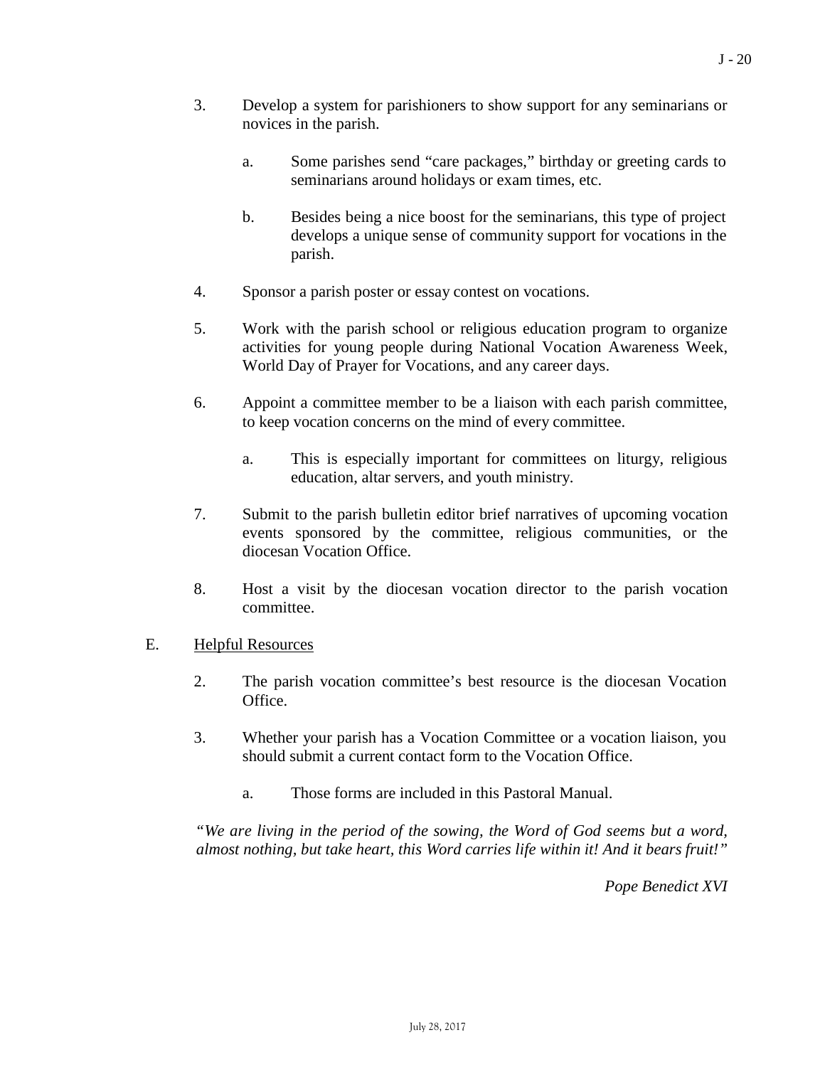3. Develop a system for parishioners to show support for any seminarians or novices in the parish.

    a. Some parishes send "care packages," birthday or greeting cards to seminarians around holidays or exam times, etc.

    b. Besides being a nice boost for the seminarians, this type of project develops a unique sense of community support for vocations in the parish.

4. Sponsor a parish poster or essay contest on vocations.

5. Work with the parish school or religious education program to organize activities for young people during National Vocation Awareness Week, World Day of Prayer for Vocations, and any career days.

6. Appoint a committee member to be a liaison with each parish committee, to keep vocation concerns on the mind of every committee.

    a. This is especially important for committees on liturgy, religious education, altar servers, and youth ministry.

7. Submit to the parish bulletin editor brief narratives of upcoming vocation events sponsored by the committee, religious communities, or the diocesan Vocation Office.

8. Host a visit by the diocesan vocation director to the parish vocation committee.

E. Helpful Resources

2. The parish vocation committee's best resource is the diocesan Vocation Office.

3. Whether your parish has a Vocation Committee or a vocation liaison, you should submit a current contact form to the Vocation Office.

    a. Those forms are included in this Pastoral Manual.

*"We are living in the period of the sowing, the Word of God seems but a word, almost nothing, but take heart, this Word carries life within it! And it bears fruit!"*

*Pope Benedict XVI*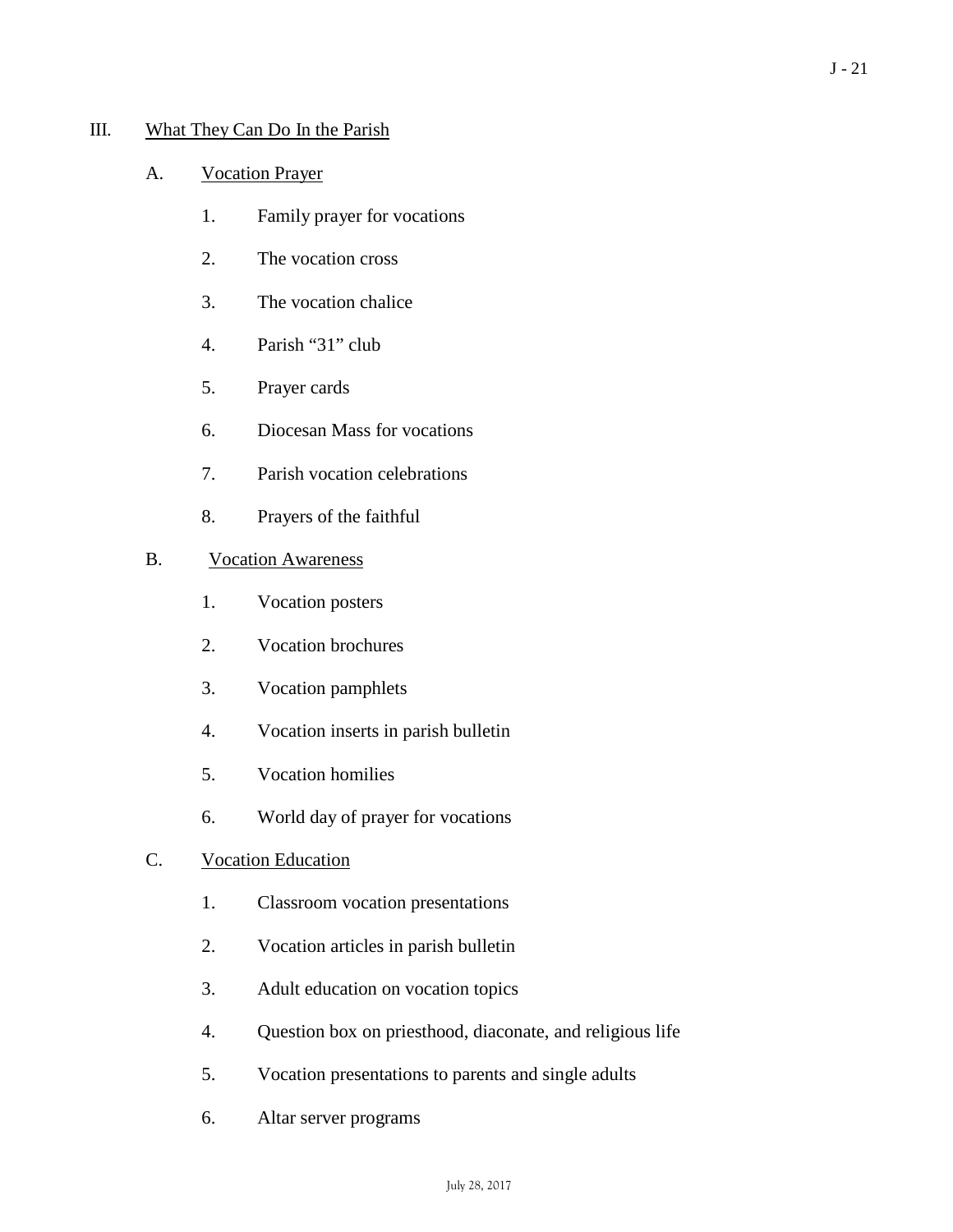III. <u>What They Can Do In the Parish</u>

A. <u>Vocation Prayer</u>

1. Family prayer for vocations
2. The vocation cross
3. The vocation chalice
4. Parish "31" club
5. Prayer cards
6. Diocesan Mass for vocations
7. Parish vocation celebrations
8. Prayers of the faithful

B. <u>Vocation Awareness</u>

1. Vocation posters
2. Vocation brochures
3. Vocation pamphlets
4. Vocation inserts in parish bulletin
5. Vocation homilies
6. World day of prayer for vocations

C. <u>Vocation Education</u>

1. Classroom vocation presentations
2. Vocation articles in parish bulletin
3. Adult education on vocation topics
4. Question box on priesthood, diaconate, and religious life
5. Vocation presentations to parents and single adults
6. Altar server programs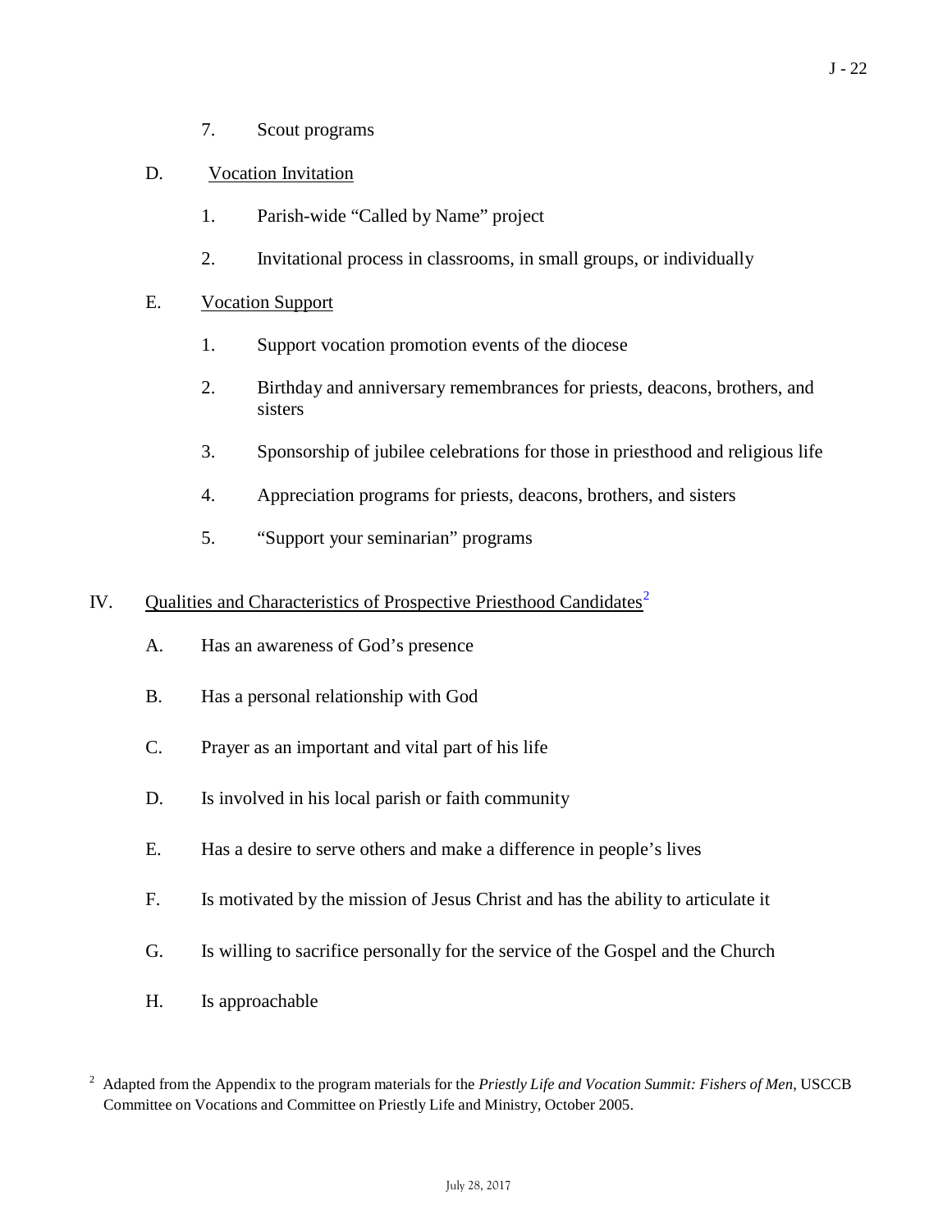7. Scout programs

D. <u>Vocation Invitation</u>

1. Parish-wide “Called by Name” project
2. Invitational process in classrooms, in small groups, or individually

E. <u>Vocation Support</u>

1. Support vocation promotion events of the diocese
2. Birthday and anniversary remembrances for priests, deacons, brothers, and sisters
3. Sponsorship of jubilee celebrations for those in priesthood and religious life
4. Appreciation programs for priests, deacons, brothers, and sisters
5. “Support your seminarian” programs

## IV. Qualities and Characteristics of Prospective Priesthood Candidates[2]

A. Has an awareness of God’s presence

B. Has a personal relationship with God

C. Prayer as an important and vital part of his life

D. Is involved in his local parish or faith community

E. Has a desire to serve others and make a difference in people’s lives

F. Is motivated by the mission of Jesus Christ and has the ability to articulate it

G. Is willing to sacrifice personally for the service of the Gospel and the Church

H. Is approachable

[2] Adapted from the Appendix to the program materials for the *Priestly Life and Vocation Summit: Fishers of Men*, USCCB Committee on Vocations and Committee on Priestly Life and Ministry, October 2005.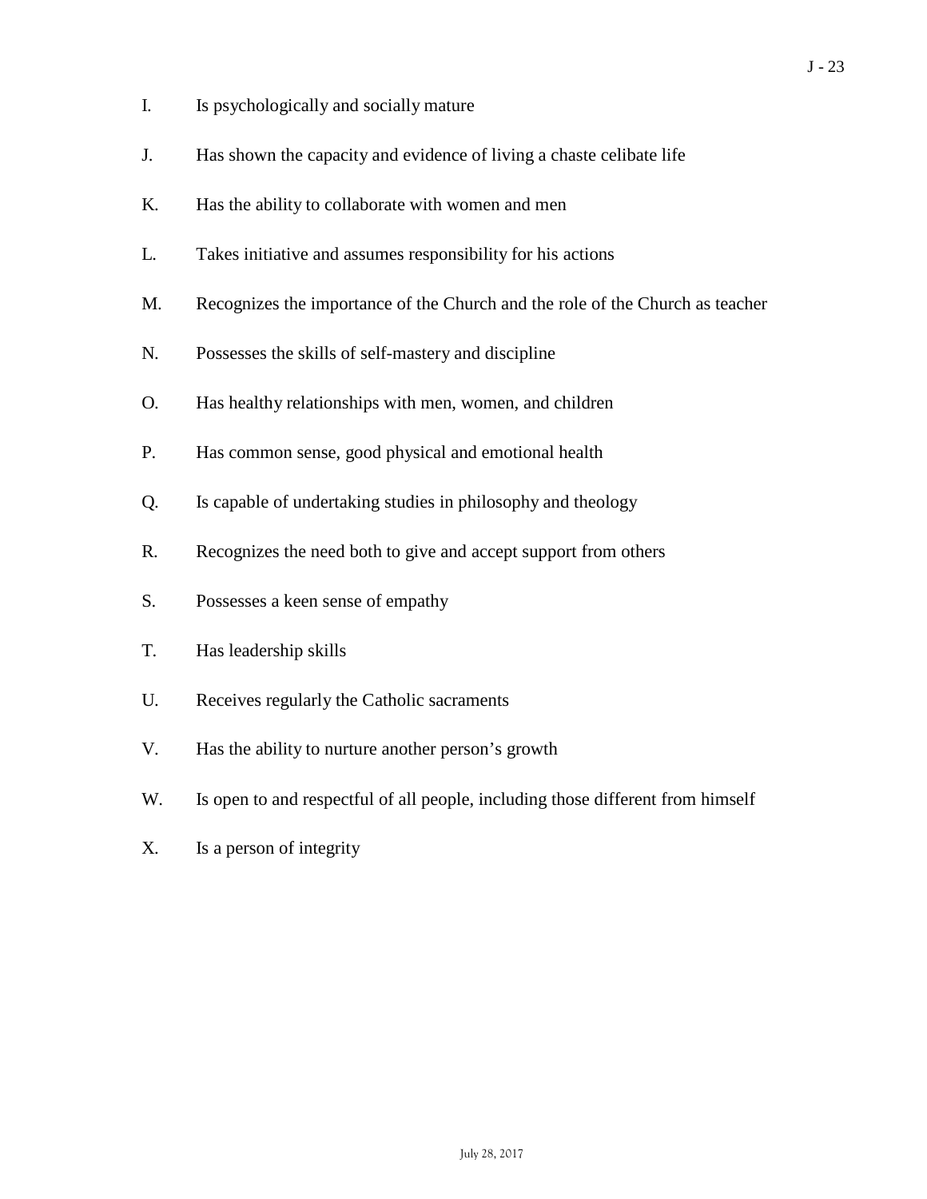I. Is psychologically and socially mature

J. Has shown the capacity and evidence of living a chaste celibate life

K. Has the ability to collaborate with women and men

L. Takes initiative and assumes responsibility for his actions

M. Recognizes the importance of the Church and the role of the Church as teacher

N. Possesses the skills of self-mastery and discipline

O. Has healthy relationships with men, women, and children

P. Has common sense, good physical and emotional health

Q. Is capable of undertaking studies in philosophy and theology

R. Recognizes the need both to give and accept support from others

S. Possesses a keen sense of empathy

T. Has leadership skills

U. Receives regularly the Catholic sacraments

V. Has the ability to nurture another person's growth

W. Is open to and respectful of all people, including those different from himself

X. Is a person of integrity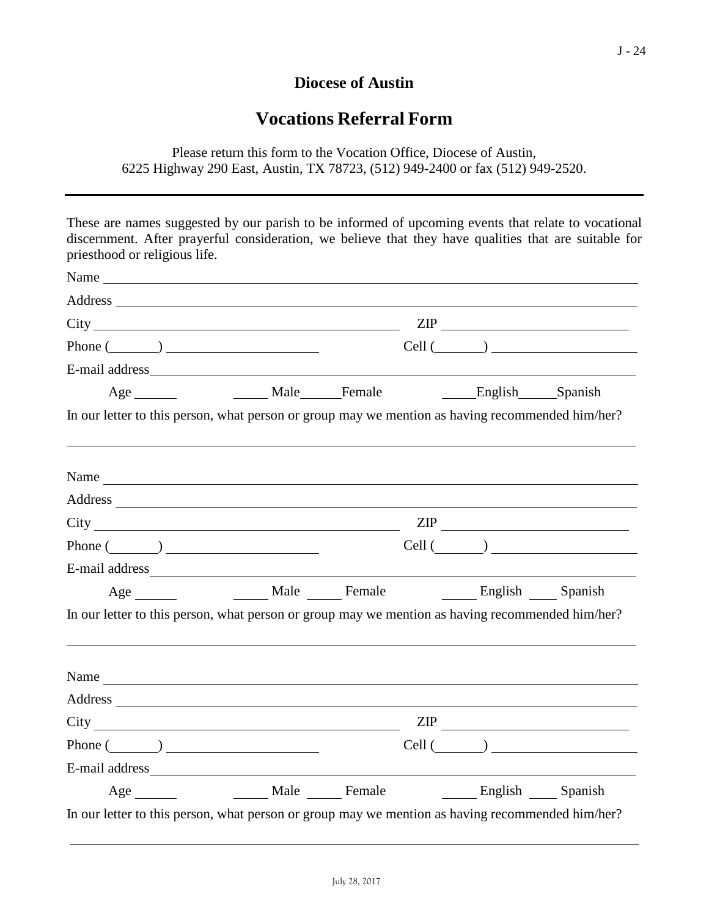## Diocese of Austin

# Vocations Referral Form

Please return this form to the Vocation Office, Diocese of Austin, 6225 Highway 290 East, Austin, TX 78723, (512) 949-2400 or fax (512) 949-2520.

---

These are names suggested by our parish to be informed of upcoming events that relate to vocational discernment. After prayerful consideration, we believe that they have qualities that are suitable for priesthood or religious life.

Name ______________________________________________

Address ______________________________________________

City ______________________________ ZIP ____________________

Phone (______) ____________________ Cell (______) ____________________

E-mail address ______________________________________________

Age ______ _____ Male _____ Female _____ English _____ Spanish

In our letter to this person, what person or group may we mention as having recommended him/her?

______________________________________________

Name ______________________________________________

Address ______________________________________________

City ______________________________ ZIP ____________________

Phone (______) ____________________ Cell (______) ____________________

E-mail address ______________________________________________

Age ______ _____ Male _____ Female _____ English _____ Spanish

In our letter to this person, what person or group may we mention as having recommended him/her?

______________________________________________

Name ______________________________________________

Address ______________________________________________

City ______________________________ ZIP ____________________

Phone (______) ____________________ Cell (______) ____________________

E-mail address ______________________________________________

Age ______ _____ Male _____ Female _____ English _____ Spanish

In our letter to this person, what person or group may we mention as having recommended him/her?

______________________________________________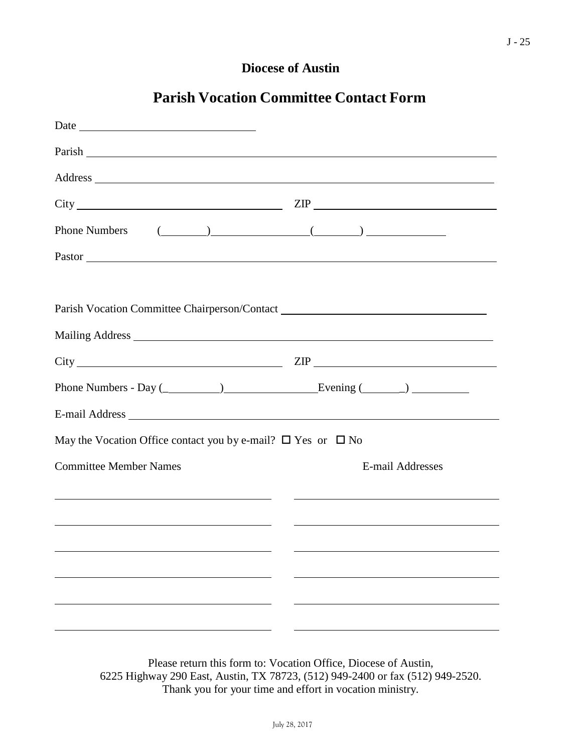**Diocese of Austin**

# Parish Vocation Committee Contact Form

Date ______________________________

Parish ____________________________________________________________

Address ___________________________________________________________

City ________________________________ ZIP ______________________________

Phone Numbers (________)________________(________) _____________

Pastor ____________________________________________________________

Parish Vocation Committee Chairperson/Contact ________________________________

Mailing Address ____________________________________________________

City ________________________________ ZIP ______________________________

Phone Numbers - Day (__________)________________Evening (_______) __________

E-mail Address _____________________________________________________

May the Vocation Office contact you by e-mail? ☐ Yes or ☐ No

| Committee Member Names | E-mail Addresses |
|---|---|
| | |
| | |
| | |
| | |
| | |
| | |

Please return this form to: Vocation Office, Diocese of Austin,
6225 Highway 290 East, Austin, TX 78723, (512) 949-2400 or fax (512) 949-2520.
Thank you for your time and effort in vocation ministry.

July 28, 2017